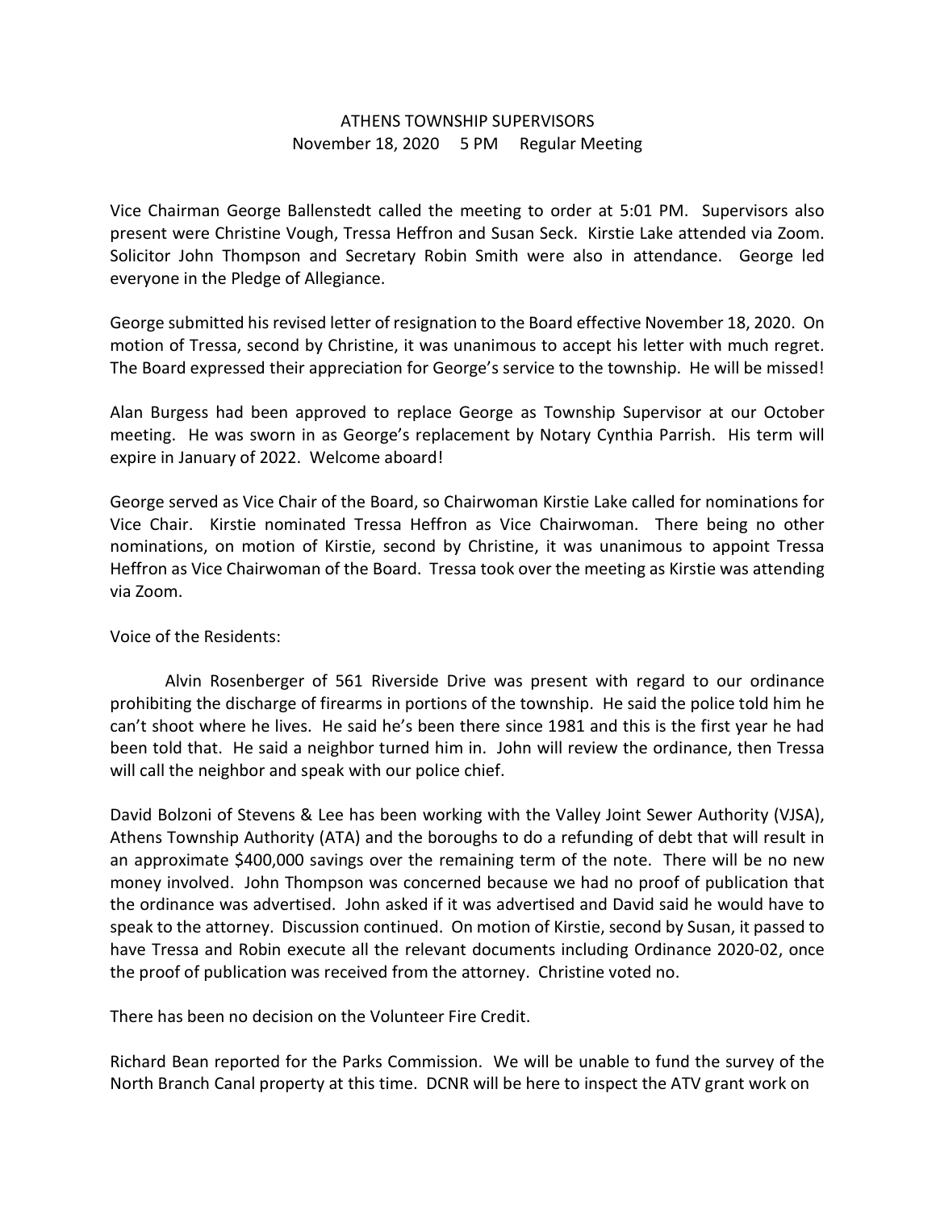# ATHENS TOWNSHIP SUPERVISORS

November 18, 2020 5 PM Regular Meeting

Vice Chairman George Ballenstedt called the meeting to order at 5:01 PM. Supervisors also present were Christine Vough, Tressa Heffron and Susan Seck. Kirstie Lake attended via Zoom. Solicitor John Thompson and Secretary Robin Smith were also in attendance. George led everyone in the Pledge of Allegiance.

George submitted his revised letter of resignation to the Board effective November 18, 2020. On motion of Tressa, second by Christine, it was unanimous to accept his letter with much regret. The Board expressed their appreciation for George's service to the township. He will be missed!

Alan Burgess had been approved to replace George as Township Supervisor at our October meeting. He was sworn in as George's replacement by Notary Cynthia Parrish. His term will expire in January of 2022. Welcome aboard!

George served as Vice Chair of the Board, so Chairwoman Kirstie Lake called for nominations for Vice Chair. Kirstie nominated Tressa Heffron as Vice Chairwoman. There being no other nominations, on motion of Kirstie, second by Christine, it was unanimous to appoint Tressa Heffron as Vice Chairwoman of the Board. Tressa took over the meeting as Kirstie was attending via Zoom.

Voice of the Residents:

Alvin Rosenberger of 561 Riverside Drive was present with regard to our ordinance prohibiting the discharge of firearms in portions of the township. He said the police told him he can't shoot where he lives. He said he's been there since 1981 and this is the first year he had been told that. He said a neighbor turned him in. John will review the ordinance, then Tressa will call the neighbor and speak with our police chief.

David Bolzoni of Stevens & Lee has been working with the Valley Joint Sewer Authority (VJSA), Athens Township Authority (ATA) and the boroughs to do a refunding of debt that will result in an approximate $400,000 savings over the remaining term of the note. There will be no new money involved. John Thompson was concerned because we had no proof of publication that the ordinance was advertised. John asked if it was advertised and David said he would have to speak to the attorney. Discussion continued. On motion of Kirstie, second by Susan, it passed to have Tressa and Robin execute all the relevant documents including Ordinance 2020-02, once the proof of publication was received from the attorney. Christine voted no.

There has been no decision on the Volunteer Fire Credit.

Richard Bean reported for the Parks Commission. We will be unable to fund the survey of the North Branch Canal property at this time. DCNR will be here to inspect the ATV grant work on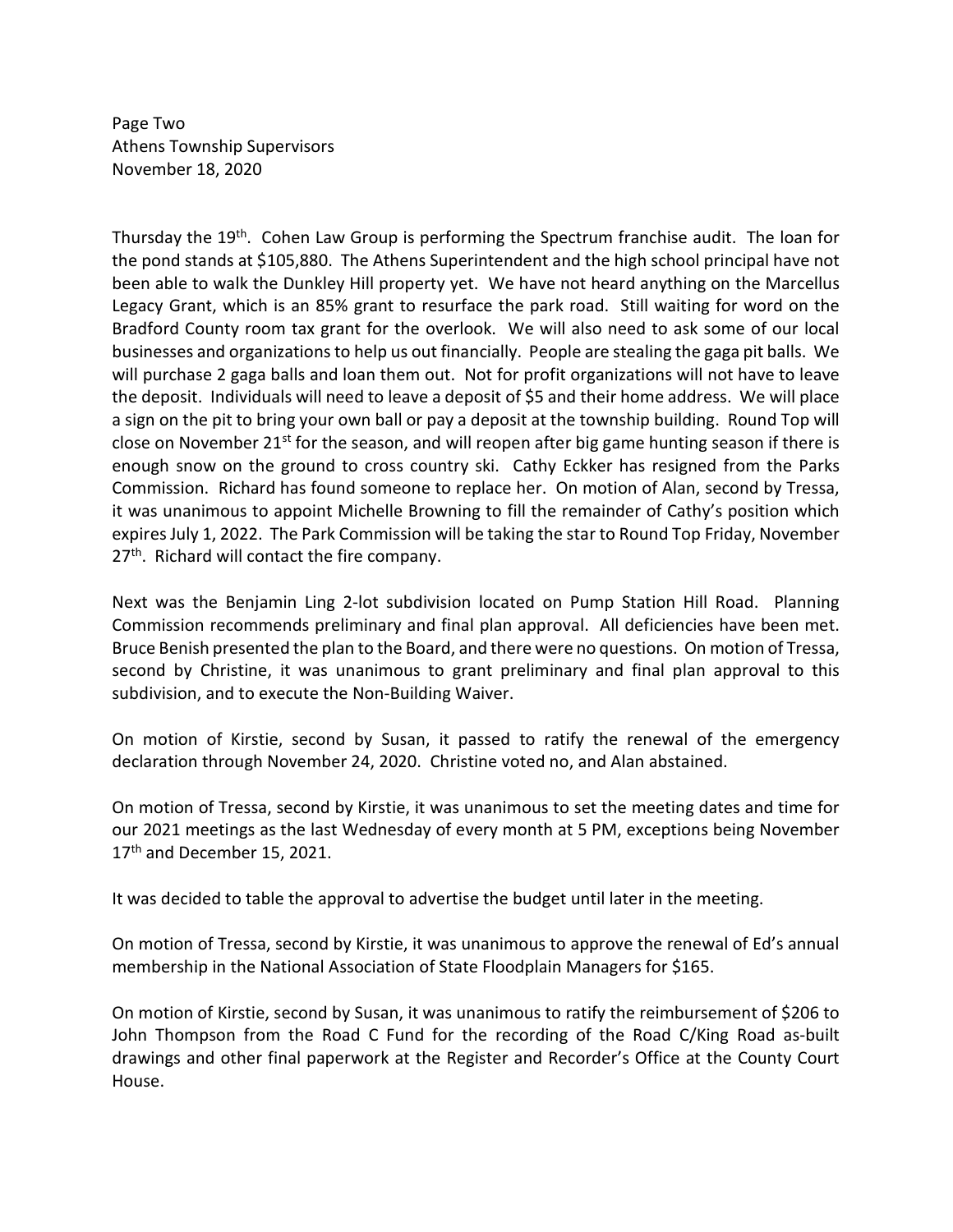Thursday the 19th. Cohen Law Group is performing the Spectrum franchise audit. The loan for the pond stands at $105,880. The Athens Superintendent and the high school principal have not been able to walk the Dunkley Hill property yet. We have not heard anything on the Marcellus Legacy Grant, which is an 85% grant to resurface the park road. Still waiting for word on the Bradford County room tax grant for the overlook. We will also need to ask some of our local businesses and organizations to help us out financially. People are stealing the gaga pit balls. We will purchase 2 gaga balls and loan them out. Not for profit organizations will not have to leave the deposit. Individuals will need to leave a deposit of $5 and their home address. We will place a sign on the pit to bring your own ball or pay a deposit at the township building. Round Top will close on November 21st for the season, and will reopen after big game hunting season if there is enough snow on the ground to cross country ski. Cathy Eckker has resigned from the Parks Commission. Richard has found someone to replace her. On motion of Alan, second by Tressa, it was unanimous to appoint Michelle Browning to fill the remainder of Cathy's position which expires July 1, 2022. The Park Commission will be taking the star to Round Top Friday, November 27th. Richard will contact the fire company.

Next was the Benjamin Ling 2-lot subdivision located on Pump Station Hill Road. Planning Commission recommends preliminary and final plan approval. All deficiencies have been met. Bruce Benish presented the plan to the Board, and there were no questions. On motion of Tressa, second by Christine, it was unanimous to grant preliminary and final plan approval to this subdivision, and to execute the Non-Building Waiver.

On motion of Kirstie, second by Susan, it passed to ratify the renewal of the emergency declaration through November 24, 2020. Christine voted no, and Alan abstained.

On motion of Tressa, second by Kirstie, it was unanimous to set the meeting dates and time for our 2021 meetings as the last Wednesday of every month at 5 PM, exceptions being November 17th and December 15, 2021.

It was decided to table the approval to advertise the budget until later in the meeting.

On motion of Tressa, second by Kirstie, it was unanimous to approve the renewal of Ed's annual membership in the National Association of State Floodplain Managers for $165.

On motion of Kirstie, second by Susan, it was unanimous to ratify the reimbursement of $206 to John Thompson from the Road C Fund for the recording of the Road C/King Road as-built drawings and other final paperwork at the Register and Recorder's Office at the County Court House.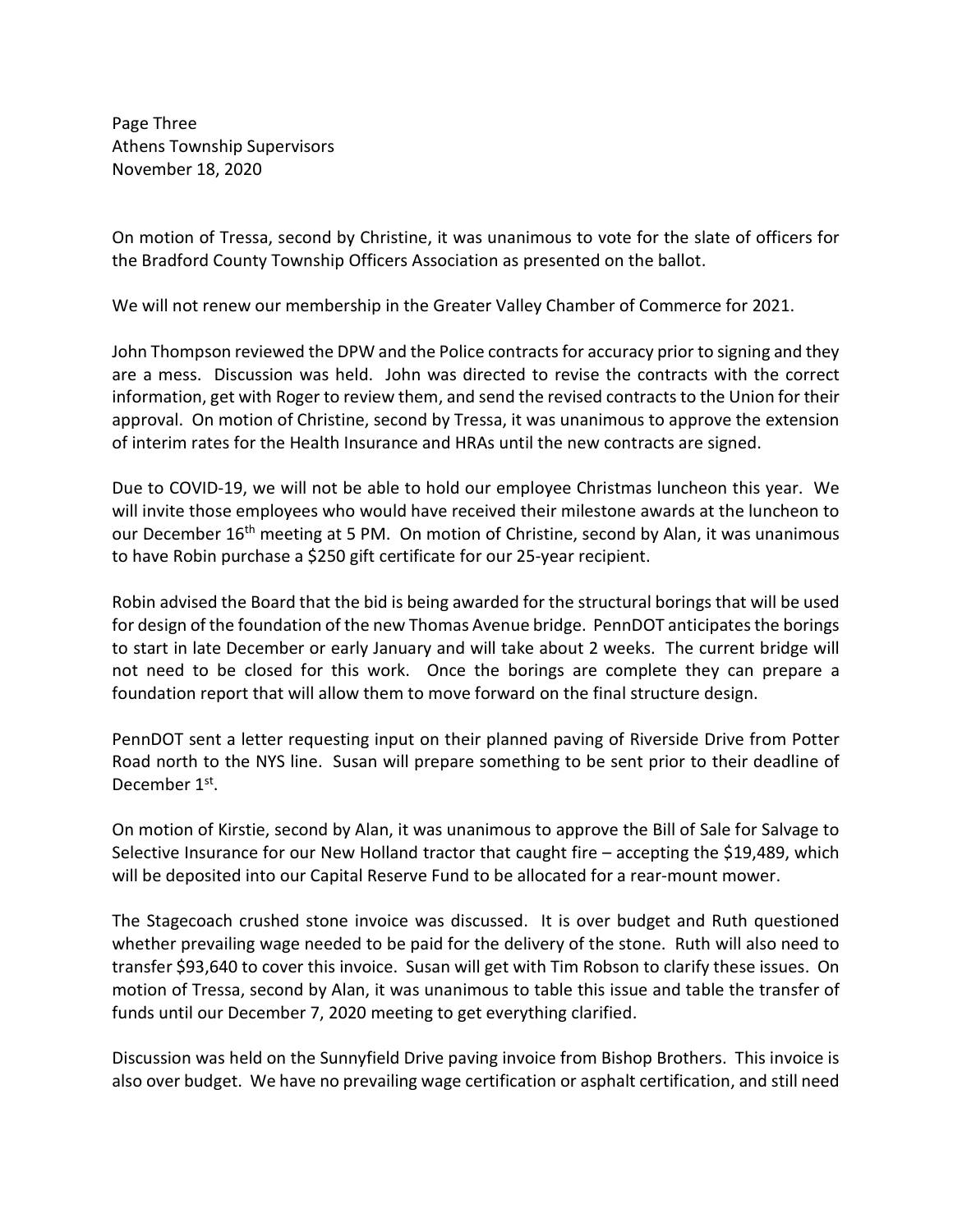On motion of Tressa, second by Christine, it was unanimous to vote for the slate of officers for the Bradford County Township Officers Association as presented on the ballot.

We will not renew our membership in the Greater Valley Chamber of Commerce for 2021.

John Thompson reviewed the DPW and the Police contracts for accuracy prior to signing and they are a mess. Discussion was held. John was directed to revise the contracts with the correct information, get with Roger to review them, and send the revised contracts to the Union for their approval. On motion of Christine, second by Tressa, it was unanimous to approve the extension of interim rates for the Health Insurance and HRAs until the new contracts are signed.

Due to COVID-19, we will not be able to hold our employee Christmas luncheon this year. We will invite those employees who would have received their milestone awards at the luncheon to our December 16th meeting at 5 PM. On motion of Christine, second by Alan, it was unanimous to have Robin purchase a $250 gift certificate for our 25-year recipient.

Robin advised the Board that the bid is being awarded for the structural borings that will be used for design of the foundation of the new Thomas Avenue bridge. PennDOT anticipates the borings to start in late December or early January and will take about 2 weeks. The current bridge will not need to be closed for this work. Once the borings are complete they can prepare a foundation report that will allow them to move forward on the final structure design.

PennDOT sent a letter requesting input on their planned paving of Riverside Drive from Potter Road north to the NYS line. Susan will prepare something to be sent prior to their deadline of December 1st.

On motion of Kirstie, second by Alan, it was unanimous to approve the Bill of Sale for Salvage to Selective Insurance for our New Holland tractor that caught fire – accepting the $19,489, which will be deposited into our Capital Reserve Fund to be allocated for a rear-mount mower.

The Stagecoach crushed stone invoice was discussed. It is over budget and Ruth questioned whether prevailing wage needed to be paid for the delivery of the stone. Ruth will also need to transfer $93,640 to cover this invoice. Susan will get with Tim Robson to clarify these issues. On motion of Tressa, second by Alan, it was unanimous to table this issue and table the transfer of funds until our December 7, 2020 meeting to get everything clarified.

Discussion was held on the Sunnyfield Drive paving invoice from Bishop Brothers. This invoice is also over budget. We have no prevailing wage certification or asphalt certification, and still need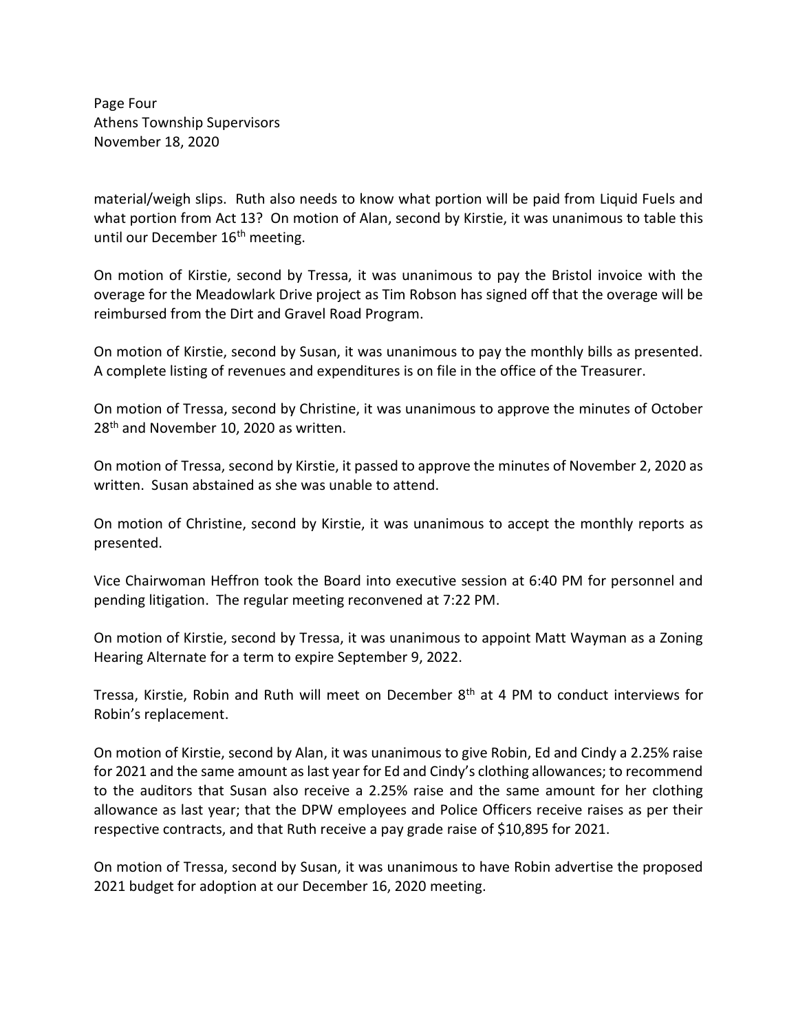material/weigh slips. Ruth also needs to know what portion will be paid from Liquid Fuels and what portion from Act 13? On motion of Alan, second by Kirstie, it was unanimous to table this until our December 16th meeting.

On motion of Kirstie, second by Tressa, it was unanimous to pay the Bristol invoice with the overage for the Meadowlark Drive project as Tim Robson has signed off that the overage will be reimbursed from the Dirt and Gravel Road Program.

On motion of Kirstie, second by Susan, it was unanimous to pay the monthly bills as presented. A complete listing of revenues and expenditures is on file in the office of the Treasurer.

On motion of Tressa, second by Christine, it was unanimous to approve the minutes of October 28th and November 10, 2020 as written.

On motion of Tressa, second by Kirstie, it passed to approve the minutes of November 2, 2020 as written. Susan abstained as she was unable to attend.

On motion of Christine, second by Kirstie, it was unanimous to accept the monthly reports as presented.

Vice Chairwoman Heffron took the Board into executive session at 6:40 PM for personnel and pending litigation. The regular meeting reconvened at 7:22 PM.

On motion of Kirstie, second by Tressa, it was unanimous to appoint Matt Wayman as a Zoning Hearing Alternate for a term to expire September 9, 2022.

Tressa, Kirstie, Robin and Ruth will meet on December 8th at 4 PM to conduct interviews for Robin's replacement.

On motion of Kirstie, second by Alan, it was unanimous to give Robin, Ed and Cindy a 2.25% raise for 2021 and the same amount as last year for Ed and Cindy's clothing allowances; to recommend to the auditors that Susan also receive a 2.25% raise and the same amount for her clothing allowance as last year; that the DPW employees and Police Officers receive raises as per their respective contracts, and that Ruth receive a pay grade raise of $10,895 for 2021.

On motion of Tressa, second by Susan, it was unanimous to have Robin advertise the proposed 2021 budget for adoption at our December 16, 2020 meeting.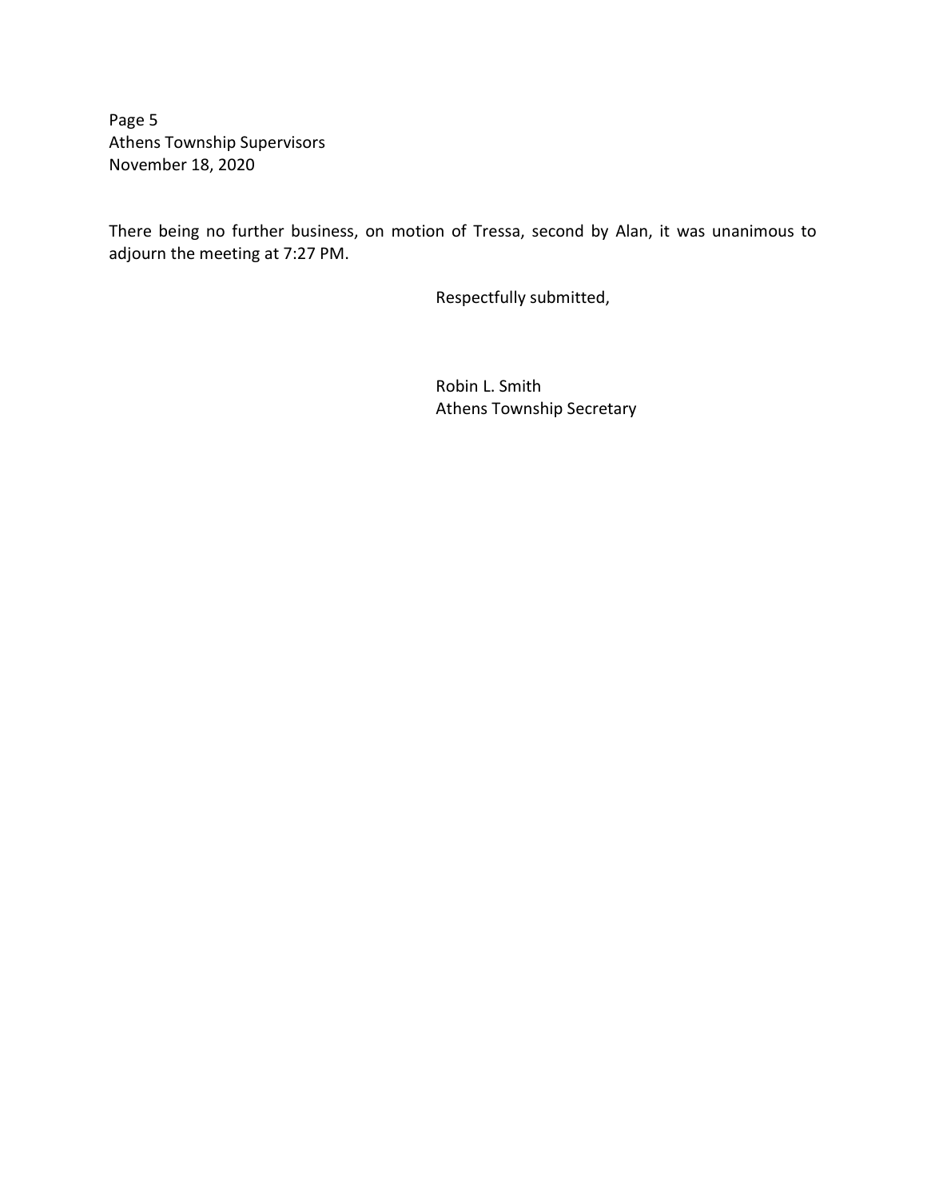There being no further business, on motion of Tressa, second by Alan, it was unanimous to adjourn the meeting at 7:27 PM.

Respectfully submitted,

Robin L. Smith
Athens Township Secretary